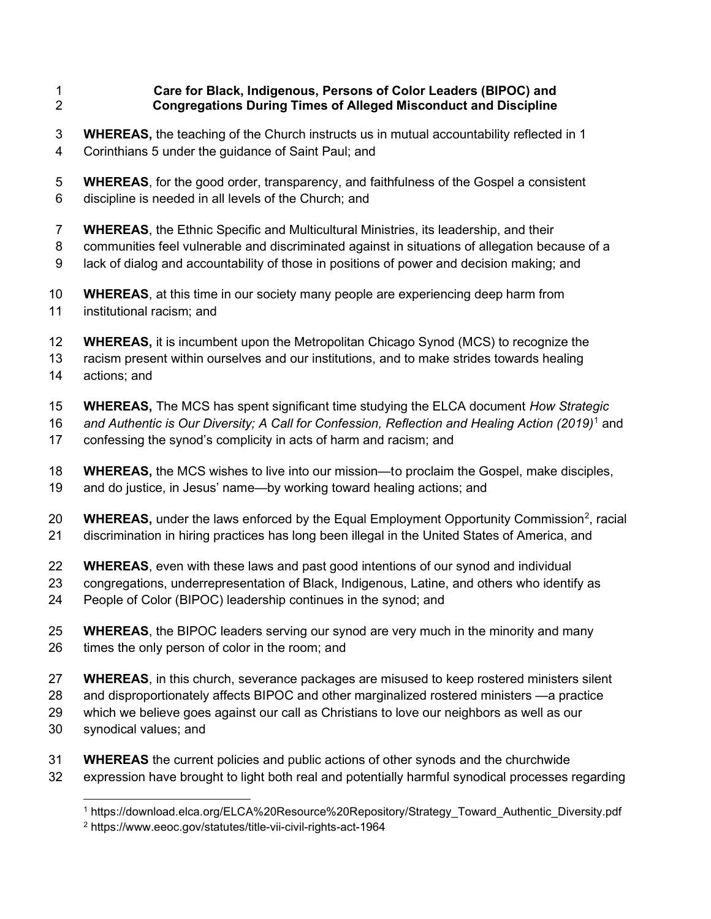# Care for Black, Indigenous, Persons of Color Leaders (BIPOC) and Congregations During Times of Alleged Misconduct and Discipline

**WHEREAS,** the teaching of the Church instructs us in mutual accountability reflected in 1 Corinthians 5 under the guidance of Saint Paul; and

**WHEREAS**, for the good order, transparency, and faithfulness of the Gospel a consistent discipline is needed in all levels of the Church; and

**WHEREAS**, the Ethnic Specific and Multicultural Ministries, its leadership, and their communities feel vulnerable and discriminated against in situations of allegation because of a lack of dialog and accountability of those in positions of power and decision making; and

**WHEREAS**, at this time in our society many people are experiencing deep harm from institutional racism; and

**WHEREAS,** it is incumbent upon the Metropolitan Chicago Synod (MCS) to recognize the racism present within ourselves and our institutions, and to make strides towards healing actions; and

**WHEREAS,** The MCS has spent significant time studying the ELCA document *How Strategic and Authentic is Our Diversity; A Call for Confession, Reflection and Healing Action (2019)*[1] and confessing the synod's complicity in acts of harm and racism; and

**WHEREAS,** the MCS wishes to live into our mission—to proclaim the Gospel, make disciples, and do justice, in Jesus' name—by working toward healing actions; and

**WHEREAS,** under the laws enforced by the Equal Employment Opportunity Commission[2], racial discrimination in hiring practices has long been illegal in the United States of America, and

**WHEREAS**, even with these laws and past good intentions of our synod and individual congregations, underrepresentation of Black, Indigenous, Latine, and others who identify as People of Color (BIPOC) leadership continues in the synod; and

**WHEREAS**, the BIPOC leaders serving our synod are very much in the minority and many times the only person of color in the room; and

**WHEREAS**, in this church, severance packages are misused to keep rostered ministers silent and disproportionately affects BIPOC and other marginalized rostered ministers —a practice which we believe goes against our call as Christians to love our neighbors as well as our synodical values; and

**WHEREAS** the current policies and public actions of other synods and the churchwide expression have brought to light both real and potentially harmful synodical processes regarding

---

[1] https://download.elca.org/ELCA%20Resource%20Repository/Strategy_Toward_Authentic_Diversity.pdf

[2] https://www.eeoc.gov/statutes/title-vii-civil-rights-act-1964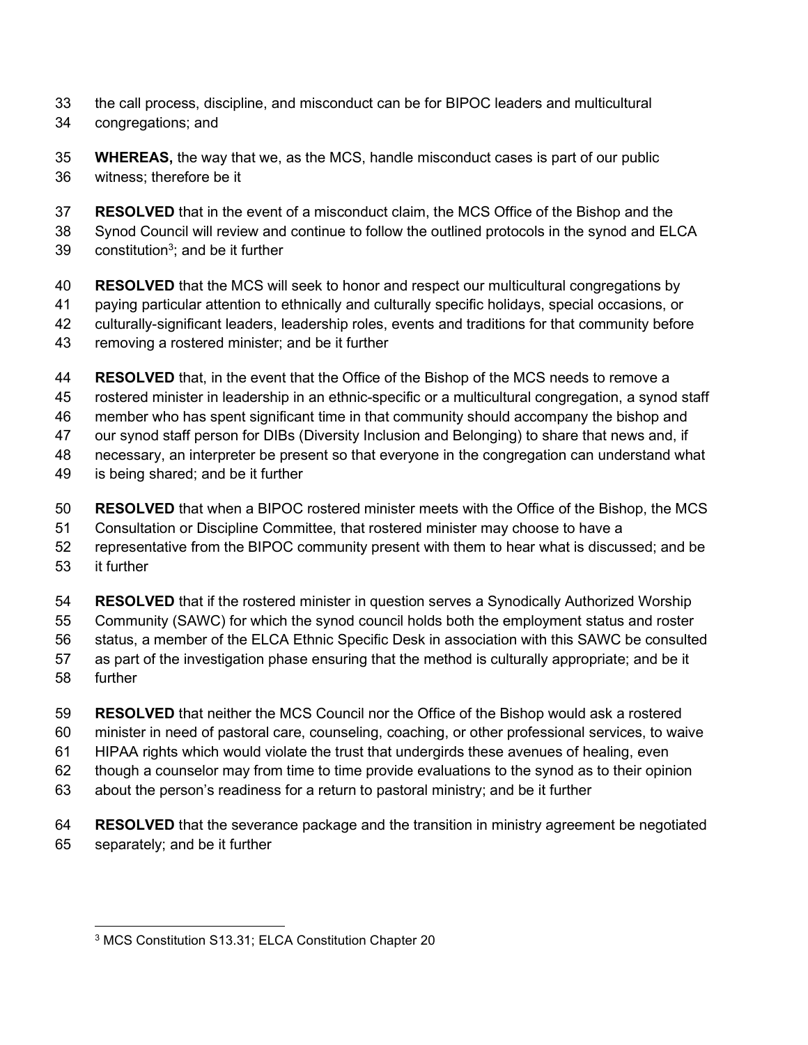the call process, discipline, and misconduct can be for BIPOC leaders and multicultural congregations; and

**WHEREAS,** the way that we, as the MCS, handle misconduct cases is part of our public witness; therefore be it

**RESOLVED** that in the event of a misconduct claim, the MCS Office of the Bishop and the Synod Council will review and continue to follow the outlined protocols in the synod and ELCA constitution[3]; and be it further

**RESOLVED** that the MCS will seek to honor and respect our multicultural congregations by paying particular attention to ethnically and culturally specific holidays, special occasions, or culturally-significant leaders, leadership roles, events and traditions for that community before removing a rostered minister; and be it further

**RESOLVED** that, in the event that the Office of the Bishop of the MCS needs to remove a rostered minister in leadership in an ethnic-specific or a multicultural congregation, a synod staff member who has spent significant time in that community should accompany the bishop and our synod staff person for DIBs (Diversity Inclusion and Belonging) to share that news and, if necessary, an interpreter be present so that everyone in the congregation can understand what is being shared; and be it further

**RESOLVED** that when a BIPOC rostered minister meets with the Office of the Bishop, the MCS Consultation or Discipline Committee, that rostered minister may choose to have a representative from the BIPOC community present with them to hear what is discussed; and be it further

**RESOLVED** that if the rostered minister in question serves a Synodically Authorized Worship Community (SAWC) for which the synod council holds both the employment status and roster status, a member of the ELCA Ethnic Specific Desk in association with this SAWC be consulted as part of the investigation phase ensuring that the method is culturally appropriate; and be it further

**RESOLVED** that neither the MCS Council nor the Office of the Bishop would ask a rostered minister in need of pastoral care, counseling, coaching, or other professional services, to waive HIPAA rights which would violate the trust that undergirds these avenues of healing, even though a counselor may from time to time provide evaluations to the synod as to their opinion about the person's readiness for a return to pastoral ministry; and be it further

**RESOLVED** that the severance package and the transition in ministry agreement be negotiated separately; and be it further

---

[3] MCS Constitution S13.31; ELCA Constitution Chapter 20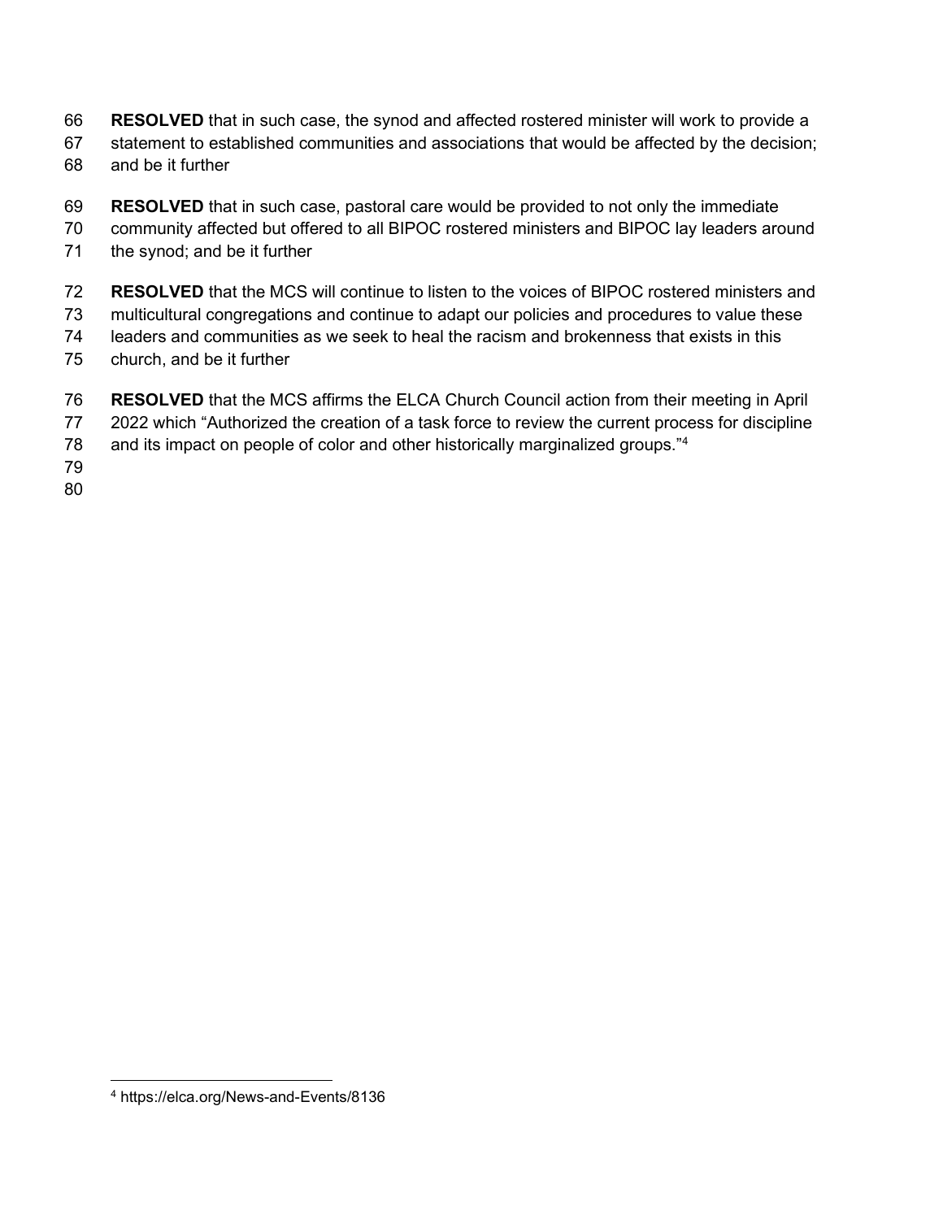**RESOLVED** that in such case, the synod and affected rostered minister will work to provide a statement to established communities and associations that would be affected by the decision; and be it further

**RESOLVED** that in such case, pastoral care would be provided to not only the immediate community affected but offered to all BIPOC rostered ministers and BIPOC lay leaders around the synod; and be it further

**RESOLVED** that the MCS will continue to listen to the voices of BIPOC rostered ministers and multicultural congregations and continue to adapt our policies and procedures to value these leaders and communities as we seek to heal the racism and brokenness that exists in this church, and be it further

**RESOLVED** that the MCS affirms the ELCA Church Council action from their meeting in April 2022 which "Authorized the creation of a task force to review the current process for discipline and its impact on people of color and other historically marginalized groups."[4]

---

[4] https://elca.org/News-and-Events/8136